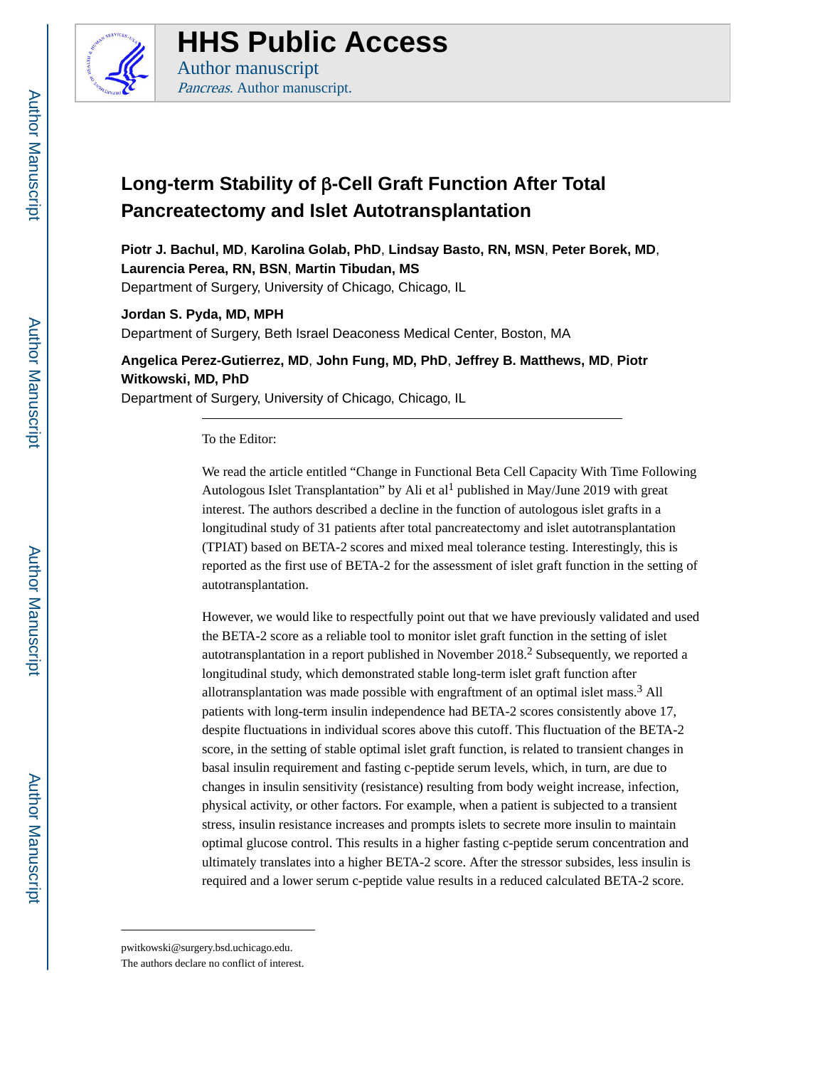# HHS Public Access

Author manuscript

*Pancreas*. Author manuscript.

## Long-term Stability of β-Cell Graft Function After Total Pancreatectomy and Islet Autotransplantation

**Piotr J. Bachul, MD**, **Karolina Golab, PhD**, **Lindsay Basto, RN, MSN**, **Peter Borek, MD**, **Laurencia Perea, RN, BSN**, **Martin Tibudan, MS**

Department of Surgery, University of Chicago, Chicago, IL

**Jordan S. Pyda, MD, MPH**

Department of Surgery, Beth Israel Deaconess Medical Center, Boston, MA

**Angelica Perez-Gutierrez, MD**, **John Fung, MD, PhD**, **Jeffrey B. Matthews, MD**, **Piotr Witkowski, MD, PhD**

Department of Surgery, University of Chicago, Chicago, IL

To the Editor:

We read the article entitled "Change in Functional Beta Cell Capacity With Time Following Autologous Islet Transplantation" by Ali et al[1] published in May/June 2019 with great interest. The authors described a decline in the function of autologous islet grafts in a longitudinal study of 31 patients after total pancreatectomy and islet autotransplantation (TPIAT) based on BETA-2 scores and mixed meal tolerance testing. Interestingly, this is reported as the first use of BETA-2 for the assessment of islet graft function in the setting of autotransplantation.

However, we would like to respectfully point out that we have previously validated and used the BETA-2 score as a reliable tool to monitor islet graft function in the setting of islet autotransplantation in a report published in November 2018.[2] Subsequently, we reported a longitudinal study, which demonstrated stable long-term islet graft function after allotransplantation was made possible with engraftment of an optimal islet mass.[3] All patients with long-term insulin independence had BETA-2 scores consistently above 17, despite fluctuations in individual scores above this cutoff. This fluctuation of the BETA-2 score, in the setting of stable optimal islet graft function, is related to transient changes in basal insulin requirement and fasting c-peptide serum levels, which, in turn, are due to changes in insulin sensitivity (resistance) resulting from body weight increase, infection, physical activity, or other factors. For example, when a patient is subjected to a transient stress, insulin resistance increases and prompts islets to secrete more insulin to maintain optimal glucose control. This results in a higher fasting c-peptide serum concentration and ultimately translates into a higher BETA-2 score. After the stressor subsides, less insulin is required and a lower serum c-peptide value results in a reduced calculated BETA-2 score.

pwitkowski@surgery.bsd.uchicago.edu.

The authors declare no conflict of interest.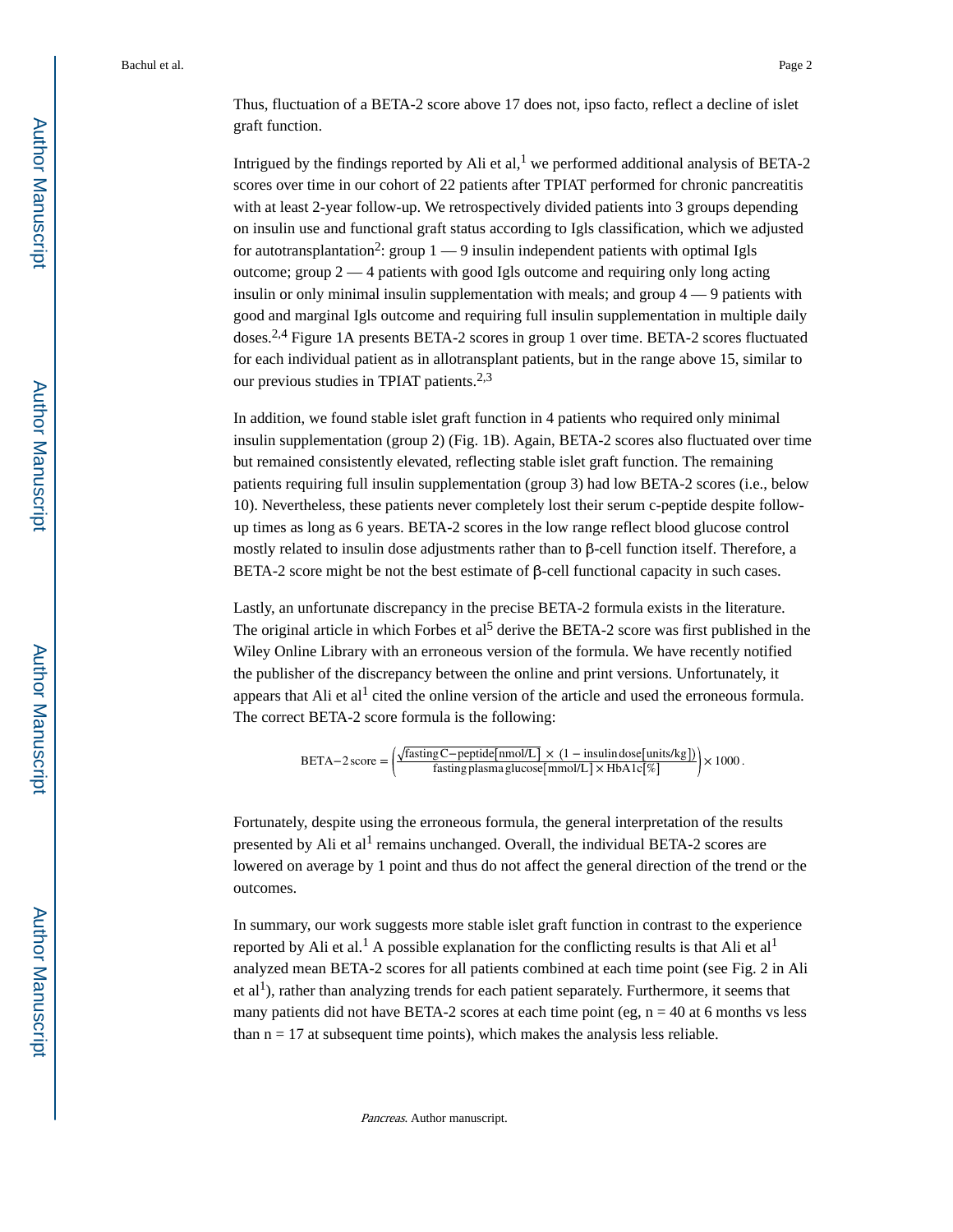Thus, fluctuation of a BETA-2 score above 17 does not, ipso facto, reflect a decline of islet graft function.

Intrigued by the findings reported by Ali et al,[1] we performed additional analysis of BETA-2 scores over time in our cohort of 22 patients after TPIAT performed for chronic pancreatitis with at least 2-year follow-up. We retrospectively divided patients into 3 groups depending on insulin use and functional graft status according to Igls classification, which we adjusted for autotransplantation[2]: group 1 — 9 insulin independent patients with optimal Igls outcome; group 2 — 4 patients with good Igls outcome and requiring only long acting insulin or only minimal insulin supplementation with meals; and group 4 — 9 patients with good and marginal Igls outcome and requiring full insulin supplementation in multiple daily doses.[2,4] Figure 1A presents BETA-2 scores in group 1 over time. BETA-2 scores fluctuated for each individual patient as in allotransplant patients, but in the range above 15, similar to our previous studies in TPIAT patients.[2,3]

In addition, we found stable islet graft function in 4 patients who required only minimal insulin supplementation (group 2) (Fig. 1B). Again, BETA-2 scores also fluctuated over time but remained consistently elevated, reflecting stable islet graft function. The remaining patients requiring full insulin supplementation (group 3) had low BETA-2 scores (i.e., below 10). Nevertheless, these patients never completely lost their serum c-peptide despite follow-up times as long as 6 years. BETA-2 scores in the low range reflect blood glucose control mostly related to insulin dose adjustments rather than to β-cell function itself. Therefore, a BETA-2 score might be not the best estimate of β-cell functional capacity in such cases.

Lastly, an unfortunate discrepancy in the precise BETA-2 formula exists in the literature. The original article in which Forbes et al[5] derive the BETA-2 score was first published in the Wiley Online Library with an erroneous version of the formula. We have recently notified the publisher of the discrepancy between the online and print versions. Unfortunately, it appears that Ali et al[1] cited the online version of the article and used the erroneous formula. The correct BETA-2 score formula is the following:

$$\text{BETA}-2\,\text{score} = \left(\frac{\sqrt{\text{fasting C}-\text{peptide}[\text{nmol/L}]} \times (1 - \text{insulin dose}[\text{units/kg}])}{\text{fasting plasma glucose}[\text{mmol/L}] \times \text{HbA1c}[\%]}\right) \times 1000\,.$$

Fortunately, despite using the erroneous formula, the general interpretation of the results presented by Ali et al[1] remains unchanged. Overall, the individual BETA-2 scores are lowered on average by 1 point and thus do not affect the general direction of the trend or the outcomes.

In summary, our work suggests more stable islet graft function in contrast to the experience reported by Ali et al.[1] A possible explanation for the conflicting results is that Ali et al[1] analyzed mean BETA-2 scores for all patients combined at each time point (see Fig. 2 in Ali et al[1]), rather than analyzing trends for each patient separately. Furthermore, it seems that many patients did not have BETA-2 scores at each time point (eg, n = 40 at 6 months vs less than n = 17 at subsequent time points), which makes the analysis less reliable.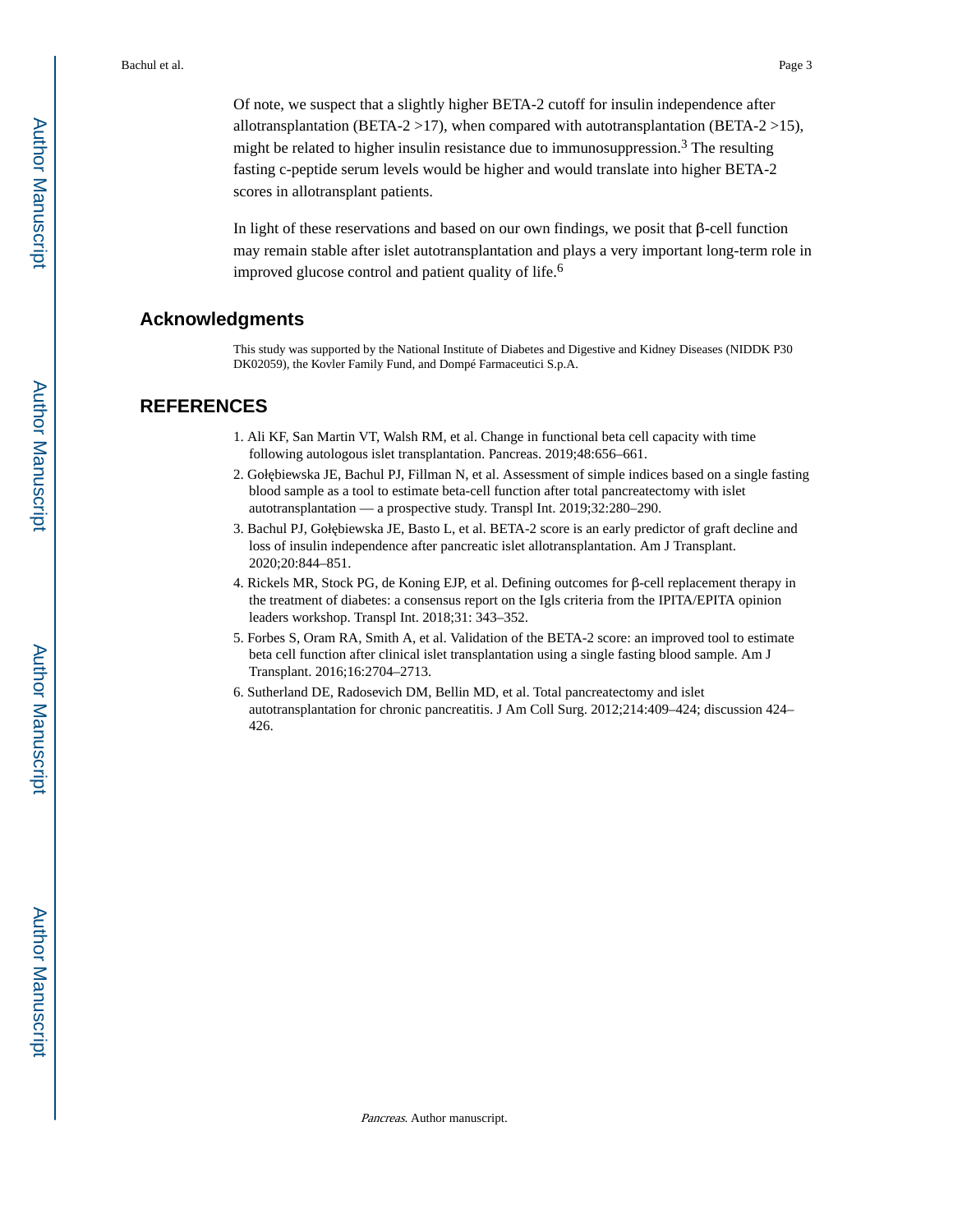Of note, we suspect that a slightly higher BETA-2 cutoff for insulin independence after allotransplantation (BETA-2 >17), when compared with autotransplantation (BETA-2 >15), might be related to higher insulin resistance due to immunosuppression.[3] The resulting fasting c-peptide serum levels would be higher and would translate into higher BETA-2 scores in allotransplant patients.

In light of these reservations and based on our own findings, we posit that β-cell function may remain stable after islet autotransplantation and plays a very important long-term role in improved glucose control and patient quality of life.[6]

## Acknowledgments

This study was supported by the National Institute of Diabetes and Digestive and Kidney Diseases (NIDDK P30 DK02059), the Kovler Family Fund, and Dompé Farmaceutici S.p.A.

## REFERENCES

1. Ali KF, San Martin VT, Walsh RM, et al. Change in functional beta cell capacity with time following autologous islet transplantation. Pancreas. 2019;48:656–661.
2. Gołębiewska JE, Bachul PJ, Fillman N, et al. Assessment of simple indices based on a single fasting blood sample as a tool to estimate beta-cell function after total pancreatectomy with islet autotransplantation — a prospective study. Transpl Int. 2019;32:280–290.
3. Bachul PJ, Gołębiewska JE, Basto L, et al. BETA-2 score is an early predictor of graft decline and loss of insulin independence after pancreatic islet allotransplantation. Am J Transplant. 2020;20:844–851.
4. Rickels MR, Stock PG, de Koning EJP, et al. Defining outcomes for β-cell replacement therapy in the treatment of diabetes: a consensus report on the Igls criteria from the IPITA/EPITA opinion leaders workshop. Transpl Int. 2018;31: 343–352.
5. Forbes S, Oram RA, Smith A, et al. Validation of the BETA-2 score: an improved tool to estimate beta cell function after clinical islet transplantation using a single fasting blood sample. Am J Transplant. 2016;16:2704–2713.
6. Sutherland DE, Radosevich DM, Bellin MD, et al. Total pancreatectomy and islet autotransplantation for chronic pancreatitis. J Am Coll Surg. 2012;214:409–424; discussion 424–426.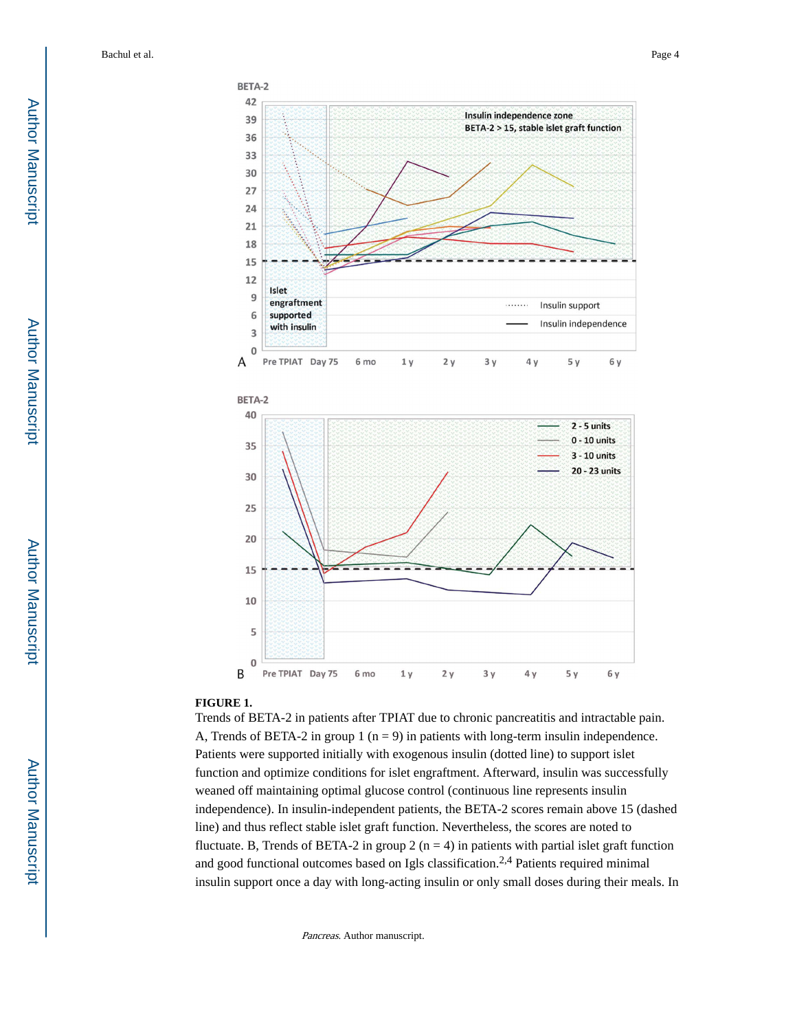**FIGURE 1.**

Trends of BETA-2 in patients after TPIAT due to chronic pancreatitis and intractable pain. A, Trends of BETA-2 in group 1 (n = 9) in patients with long-term insulin independence. Patients were supported initially with exogenous insulin (dotted line) to support islet function and optimize conditions for islet engraftment. Afterward, insulin was successfully weaned off maintaining optimal glucose control (continuous line represents insulin independence). In insulin-independent patients, the BETA-2 scores remain above 15 (dashed line) and thus reflect stable islet graft function. Nevertheless, the scores are noted to fluctuate. B, Trends of BETA-2 in group 2 (n = 4) in patients with partial islet graft function and good functional outcomes based on Igls classification.[2,4] Patients required minimal insulin support once a day with long-acting insulin or only small doses during their meals. In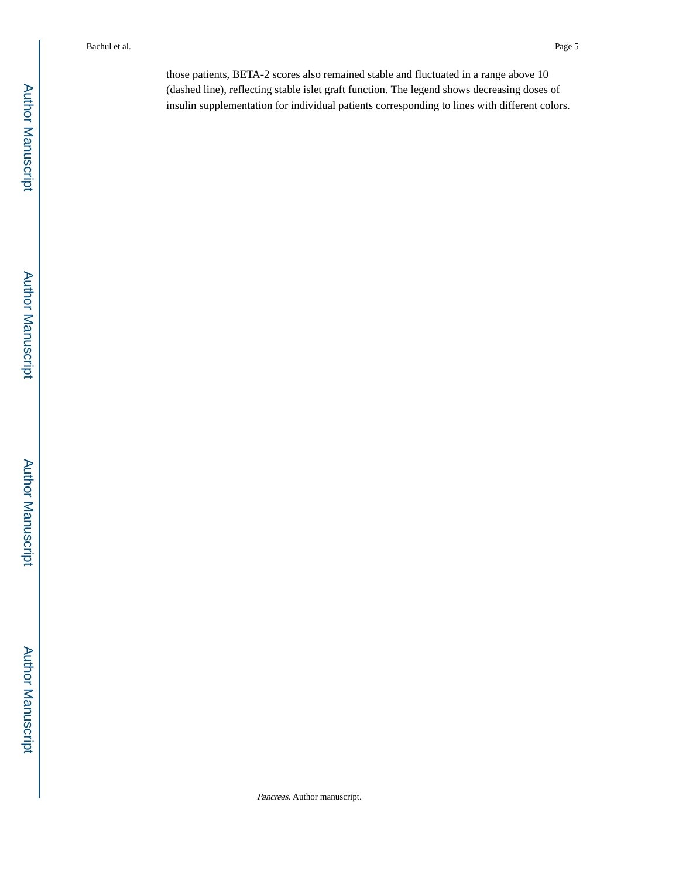those patients, BETA-2 scores also remained stable and fluctuated in a range above 10 (dashed line), reflecting stable islet graft function. The legend shows decreasing doses of insulin supplementation for individual patients corresponding to lines with different colors.